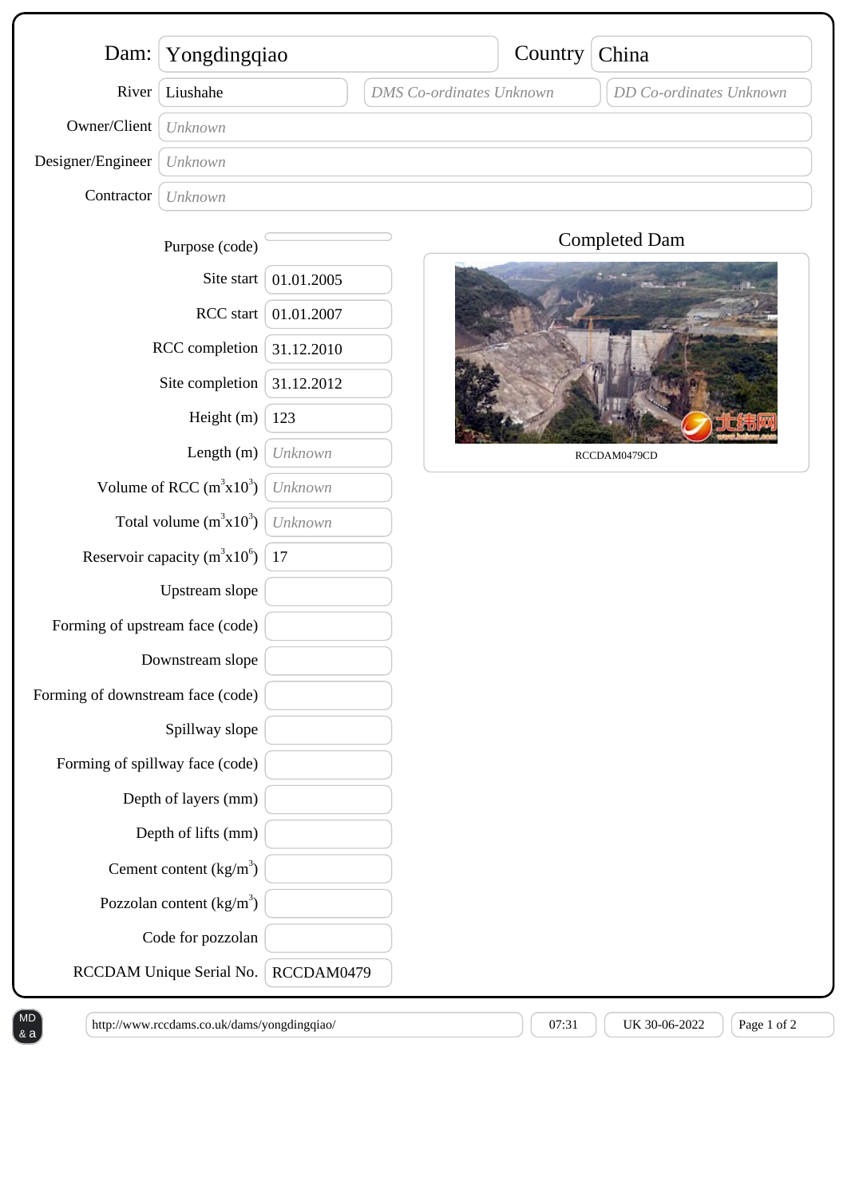| | | | |
|---|---|---|---|
| Dam: | Yongdingqiao | Country | China |
| River | Liushahe | DMS Co-ordinates Unknown | DD Co-ordinates Unknown |
| Owner/Client | Unknown | | |
| Designer/Engineer | Unknown | | |
| Contractor | Unknown | | |

| Field | Value |
|---|---|
| Purpose (code) | |
| Site start | 01.01.2005 |
| RCC start | 01.01.2007 |
| RCC completion | 31.12.2010 |
| Site completion | 31.12.2012 |
| Height (m) | 123 |
| Length (m) | Unknown |
| Volume of RCC ($m^3x10^3$) | Unknown |
| Total volume ($m^3x10^3$) | Unknown |
| Reservoir capacity ($m^3x10^6$) | 17 |
| Upstream slope | |
| Forming of upstream face (code) | |
| Downstream slope | |
| Forming of downstream face (code) | |
| Spillway slope | |
| Forming of spillway face (code) | |
| Depth of layers (mm) | |
| Depth of lifts (mm) | |
| Cement content ($kg/m^3$) | |
| Pozzolan content ($kg/m^3$) | |
| Code for pozzolan | |
| RCCDAM Unique Serial No. | RCCDAM0479 |

## Completed Dam

RCCDAM0479CD

http://www.rccdams.co.uk/dams/yongdingqiao/ 07:31 UK 30-06-2022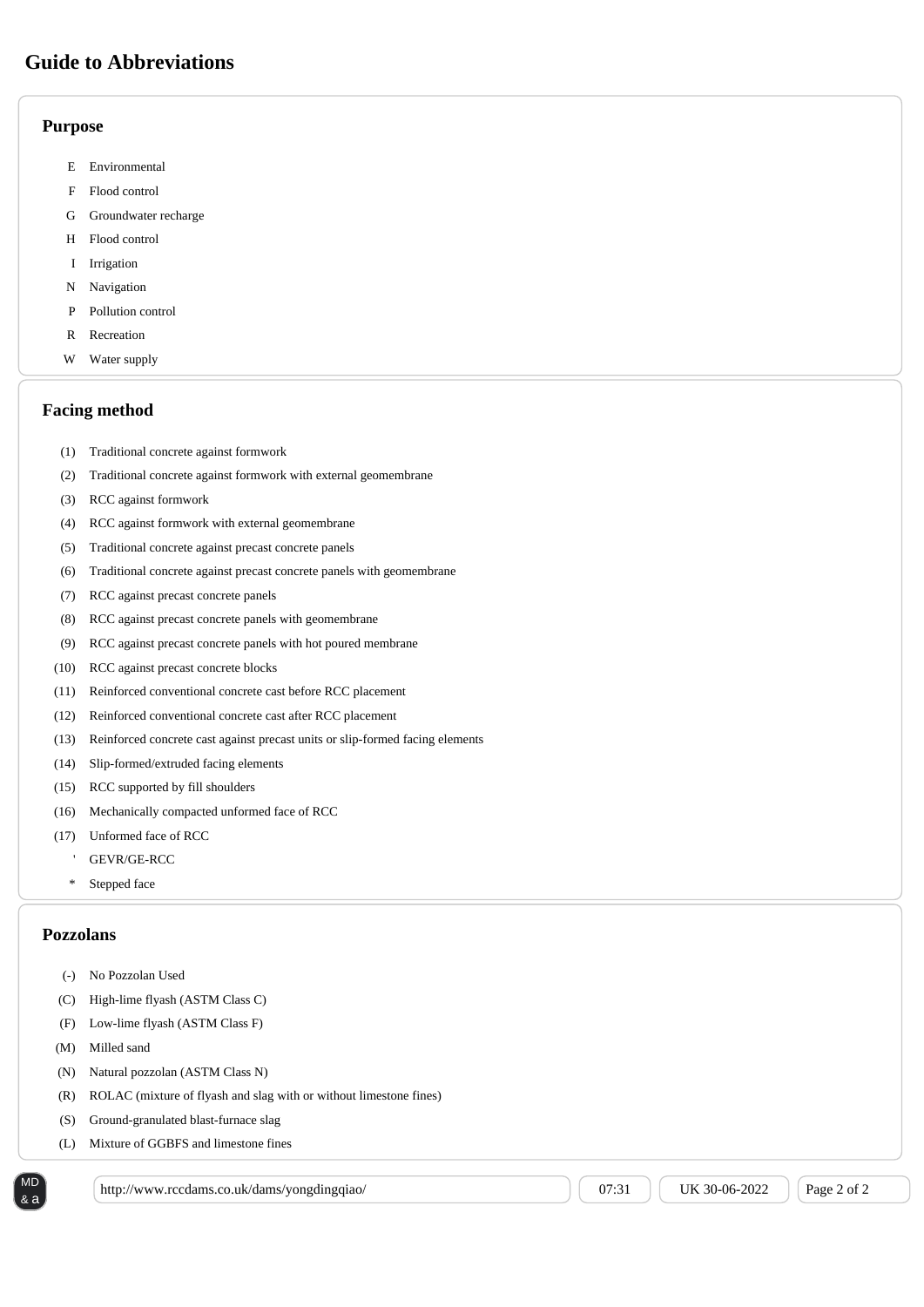# Guide to Abbreviations

## Purpose

- E Environmental
- F Flood control
- G Groundwater recharge
- H Flood control
- I Irrigation
- N Navigation
- P Pollution control
- R Recreation
- W Water supply

## Facing method

- (1) Traditional concrete against formwork
- (2) Traditional concrete against formwork with external geomembrane
- (3) RCC against formwork
- (4) RCC against formwork with external geomembrane
- (5) Traditional concrete against precast concrete panels
- (6) Traditional concrete against precast concrete panels with geomembrane
- (7) RCC against precast concrete panels
- (8) RCC against precast concrete panels with geomembrane
- (9) RCC against precast concrete panels with hot poured membrane
- (10) RCC against precast concrete blocks
- (11) Reinforced conventional concrete cast before RCC placement
- (12) Reinforced conventional concrete cast after RCC placement
- (13) Reinforced concrete cast against precast units or slip-formed facing elements
- (14) Slip-formed/extruded facing elements
- (15) RCC supported by fill shoulders
- (16) Mechanically compacted unformed face of RCC
- (17) Unformed face of RCC
- ' GEVR/GE-RCC
- * Stepped face

## Pozzolans

- (-) No Pozzolan Used
- (C) High-lime flyash (ASTM Class C)
- (F) Low-lime flyash (ASTM Class F)
- (M) Milled sand
- (N) Natural pozzolan (ASTM Class N)
- (R) ROLAC (mixture of flyash and slag with or without limestone fines)
- (S) Ground-granulated blast-furnace slag
- (L) Mixture of GGBFS and limestone fines